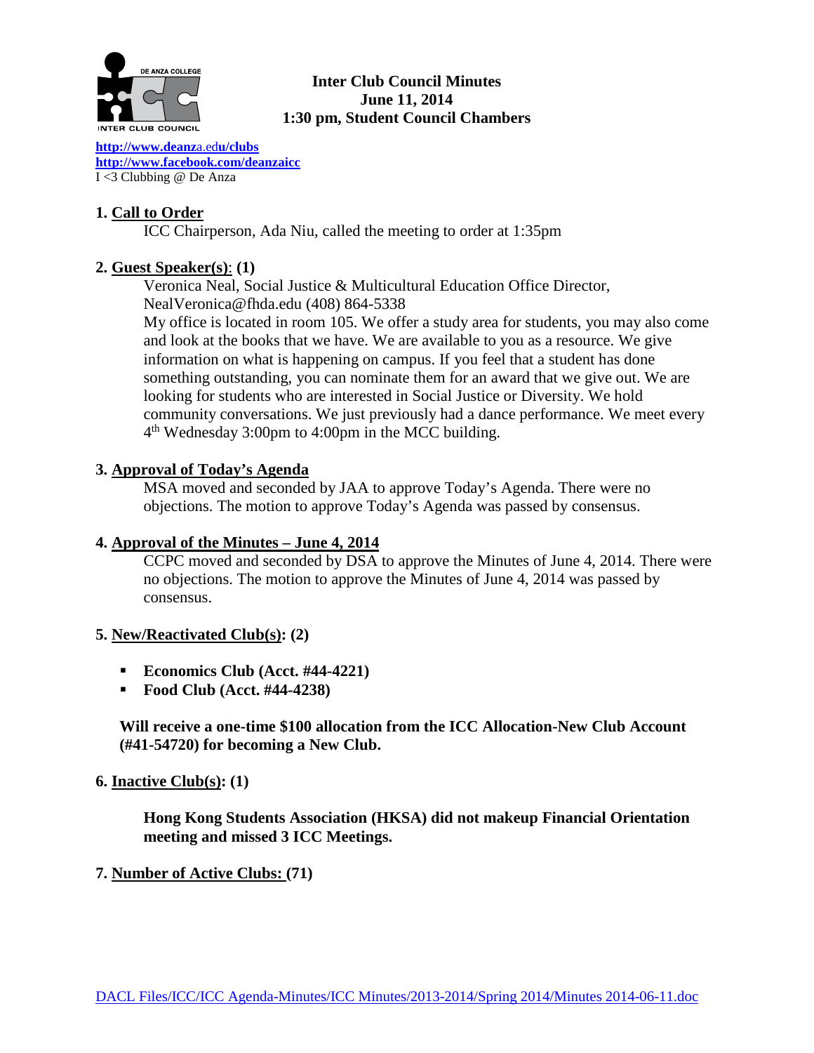# Inter Club Council Minutes
## June 11, 2014
## 1:30 pm, Student Council Chambers

http://www.deanza.edu/clubs
http://www.facebook.com/deanzaicc
I <3 Clubbing @ De Anza

### 1. Call to Order

ICC Chairperson, Ada Niu, called the meeting to order at 1:35pm

### 2. Guest Speaker(s): (1)

Veronica Neal, Social Justice & Multicultural Education Office Director, NealVeronica@fhda.edu (408) 864-5338

My office is located in room 105. We offer a study area for students, you may also come and look at the books that we have. We are available to you as a resource. We give information on what is happening on campus. If you feel that a student has done something outstanding, you can nominate them for an award that we give out. We are looking for students who are interested in Social Justice or Diversity. We hold community conversations. We just previously had a dance performance. We meet every 4th Wednesday 3:00pm to 4:00pm in the MCC building.

### 3. Approval of Today's Agenda

MSA moved and seconded by JAA to approve Today's Agenda. There were no objections. The motion to approve Today's Agenda was passed by consensus.

### 4. Approval of the Minutes – June 4, 2014

CCPC moved and seconded by DSA to approve the Minutes of June 4, 2014. There were no objections. The motion to approve the Minutes of June 4, 2014 was passed by consensus.

### 5. New/Reactivated Club(s): (2)

- **Economics Club (Acct. #44-4221)**
- **Food Club (Acct. #44-4238)**

**Will receive a one-time $100 allocation from the ICC Allocation-New Club Account (#41-54720) for becoming a New Club.**

### 6. Inactive Club(s): (1)

**Hong Kong Students Association (HKSA) did not makeup Financial Orientation meeting and missed 3 ICC Meetings.**

### 7. Number of Active Clubs: (71)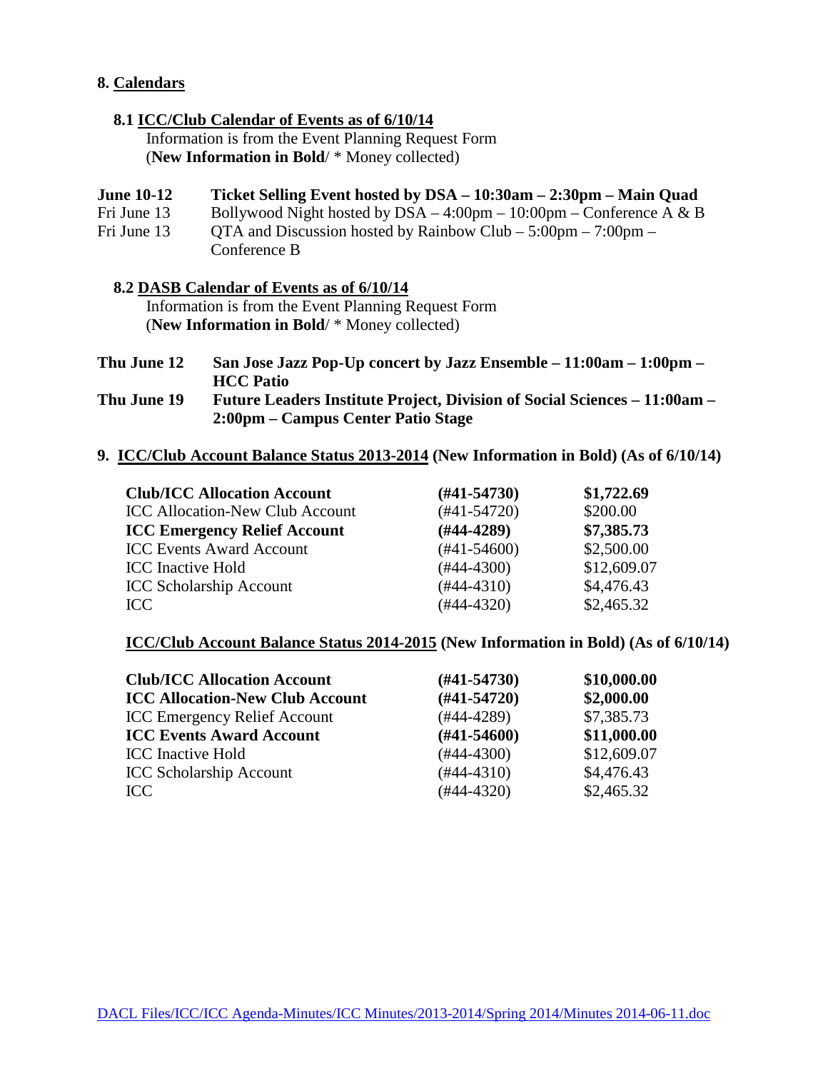## 8. Calendars

### 8.1 ICC/Club Calendar of Events as of 6/10/14

Information is from the Event Planning Request Form
(**New Information in Bold**/ * Money collected)

**June 10-12 Ticket Selling Event hosted by DSA – 10:30am – 2:30pm – Main Quad**
Fri June 13 Bollywood Night hosted by DSA – 4:00pm – 10:00pm – Conference A & B
Fri June 13 QTA and Discussion hosted by Rainbow Club – 5:00pm – 7:00pm – Conference B

### 8.2 DASB Calendar of Events as of 6/10/14

Information is from the Event Planning Request Form
(**New Information in Bold**/ * Money collected)

**Thu June 12 San Jose Jazz Pop-Up concert by Jazz Ensemble – 11:00am – 1:00pm – HCC Patio**
**Thu June 19 Future Leaders Institute Project, Division of Social Sciences – 11:00am – 2:00pm – Campus Center Patio Stage**

## 9. ICC/Club Account Balance Status 2013-2014 (New Information in Bold) (As of 6/10/14)

| Account | Number | Balance |
|---|---|---|
| **Club/ICC Allocation Account** | **(#41-54730)** | **$1,722.69** |
| ICC Allocation-New Club Account | (#41-54720) | $200.00 |
| **ICC Emergency Relief Account** | **(#44-4289)** | **$7,385.73** |
| ICC Events Award Account | (#41-54600) | $2,500.00 |
| ICC Inactive Hold | (#44-4300) | $12,609.07 |
| ICC Scholarship Account | (#44-4310) | $4,476.43 |
| ICC | (#44-4320) | $2,465.32 |

**ICC/Club Account Balance Status 2014-2015 (New Information in Bold) (As of 6/10/14)**

| Account | Number | Balance |
|---|---|---|
| **Club/ICC Allocation Account** | **(#41-54730)** | **$10,000.00** |
| **ICC Allocation-New Club Account** | **(#41-54720)** | **$2,000.00** |
| ICC Emergency Relief Account | (#44-4289) | $7,385.73 |
| **ICC Events Award Account** | **(#41-54600)** | **$11,000.00** |
| ICC Inactive Hold | (#44-4300) | $12,609.07 |
| ICC Scholarship Account | (#44-4310) | $4,476.43 |
| ICC | (#44-4320) | $2,465.32 |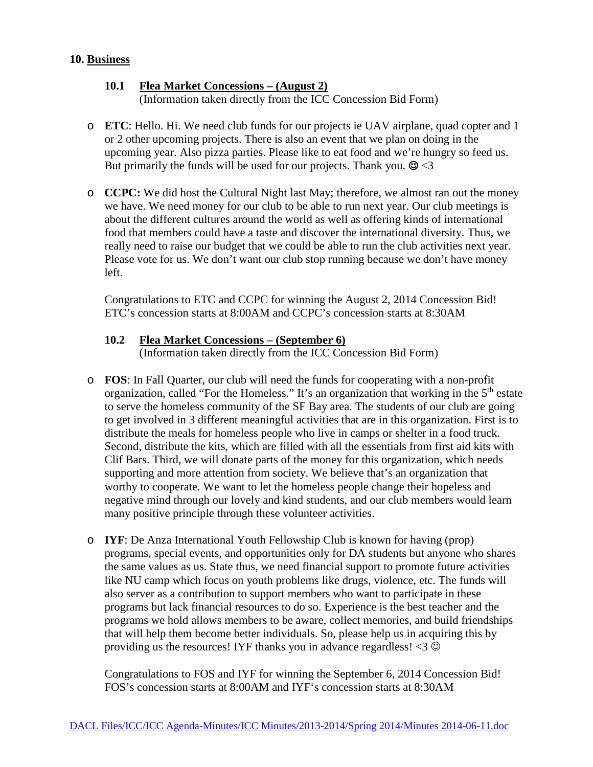## 10. Business

### 10.1 Flea Market Concessions – (August 2)

(Information taken directly from the ICC Concession Bid Form)

- **ETC**: Hello. Hi. We need club funds for our projects ie UAV airplane, quad copter and 1 or 2 other upcoming projects. There is also an event that we plan on doing in the upcoming year. Also pizza parties. Please like to eat food and we're hungry so feed us. But primarily the funds will be used for our projects. Thank you. ☺ <3

- **CCPC:** We did host the Cultural Night last May; therefore, we almost ran out the money we have. We need money for our club to be able to run next year. Our club meetings is about the different cultures around the world as well as offering kinds of international food that members could have a taste and discover the international diversity. Thus, we really need to raise our budget that we could be able to run the club activities next year. Please vote for us. We don't want our club stop running because we don't have money left.

  Congratulations to ETC and CCPC for winning the August 2, 2014 Concession Bid! ETC's concession starts at 8:00AM and CCPC's concession starts at 8:30AM

### 10.2 Flea Market Concessions – (September 6)

(Information taken directly from the ICC Concession Bid Form)

- **FOS**: In Fall Quarter, our club will need the funds for cooperating with a non-profit organization, called "For the Homeless." It's an organization that working in the 5th estate to serve the homeless community of the SF Bay area. The students of our club are going to get involved in 3 different meaningful activities that are in this organization. First is to distribute the meals for homeless people who live in camps or shelter in a food truck. Second, distribute the kits, which are filled with all the essentials from first aid kits with Clif Bars. Third, we will donate parts of the money for this organization, which needs supporting and more attention from society. We believe that's an organization that worthy to cooperate. We want to let the homeless people change their hopeless and negative mind through our lovely and kind students, and our club members would learn many positive principle through these volunteer activities.

- **IYF**: De Anza International Youth Fellowship Club is known for having (prop) programs, special events, and opportunities only for DA students but anyone who shares the same values as us. State thus, we need financial support to promote future activities like NU camp which focus on youth problems like drugs, violence, etc. The funds will also server as a contribution to support members who want to participate in these programs but lack financial resources to do so. Experience is the best teacher and the programs we hold allows members to be aware, collect memories, and build friendships that will help them become better individuals. So, please help us in acquiring this by providing us the resources! IYF thanks you in advance regardless! <3 ☺

  Congratulations to FOS and IYF for winning the September 6, 2014 Concession Bid! FOS's concession starts at 8:00AM and IYF's concession starts at 8:30AM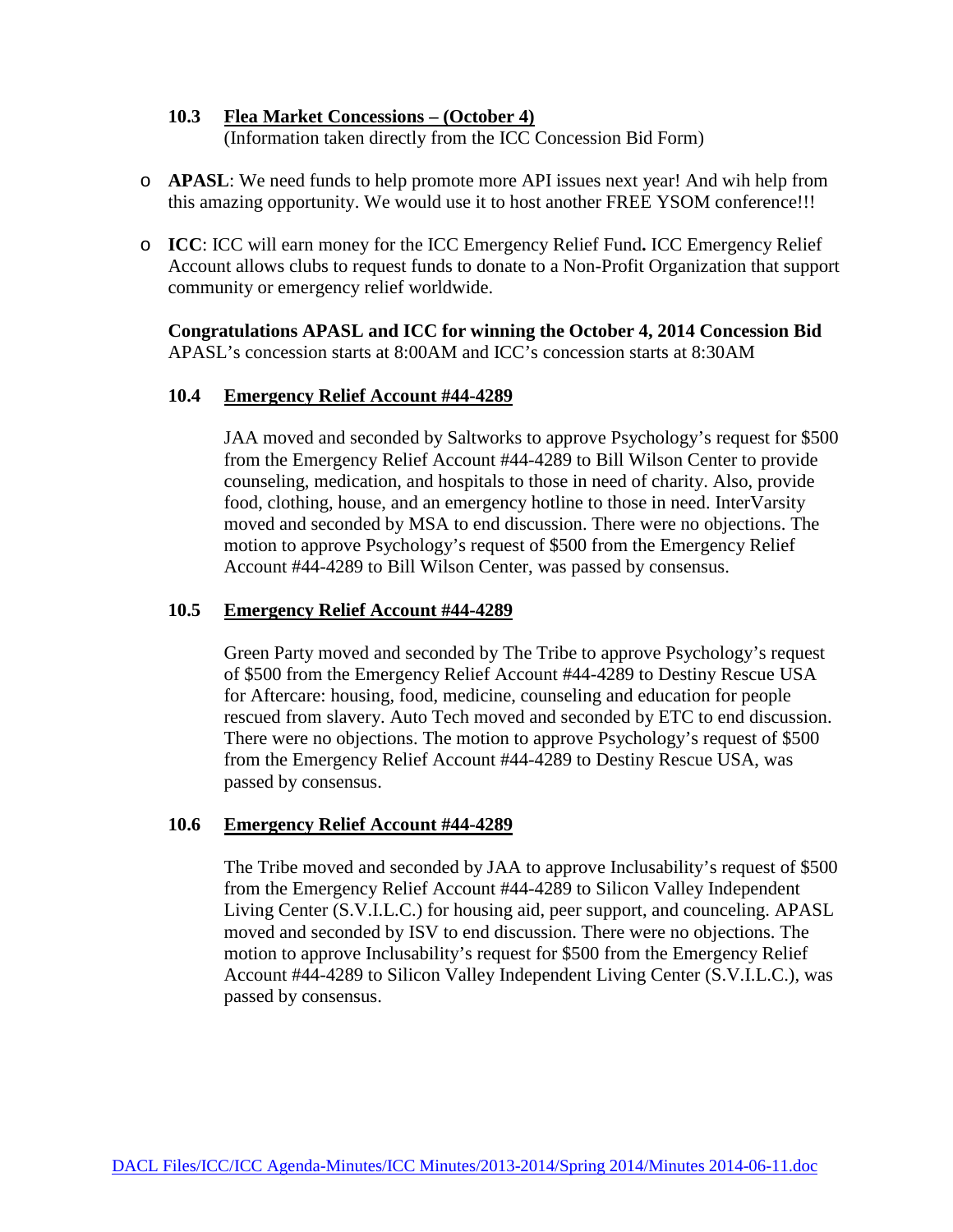### 10.3 Flea Market Concessions – (October 4)

(Information taken directly from the ICC Concession Bid Form)

- **APASL**: We need funds to help promote more API issues next year! And wih help from this amazing opportunity. We would use it to host another FREE YSOM conference!!!
- **ICC**: ICC will earn money for the ICC Emergency Relief Fund**.** ICC Emergency Relief Account allows clubs to request funds to donate to a Non-Profit Organization that support community or emergency relief worldwide.

**Congratulations APASL and ICC for winning the October 4, 2014 Concession Bid**
APASL's concession starts at 8:00AM and ICC's concession starts at 8:30AM

### 10.4 Emergency Relief Account #44-4289

JAA moved and seconded by Saltworks to approve Psychology's request for $500 from the Emergency Relief Account #44-4289 to Bill Wilson Center to provide counseling, medication, and hospitals to those in need of charity. Also, provide food, clothing, house, and an emergency hotline to those in need. InterVarsity moved and seconded by MSA to end discussion. There were no objections. The motion to approve Psychology's request of $500 from the Emergency Relief Account #44-4289 to Bill Wilson Center, was passed by consensus.

### 10.5 Emergency Relief Account #44-4289

Green Party moved and seconded by The Tribe to approve Psychology's request of $500 from the Emergency Relief Account #44-4289 to Destiny Rescue USA for Aftercare: housing, food, medicine, counseling and education for people rescued from slavery. Auto Tech moved and seconded by ETC to end discussion. There were no objections. The motion to approve Psychology's request of $500 from the Emergency Relief Account #44-4289 to Destiny Rescue USA, was passed by consensus.

### 10.6 Emergency Relief Account #44-4289

The Tribe moved and seconded by JAA to approve Inclusability's request of $500 from the Emergency Relief Account #44-4289 to Silicon Valley Independent Living Center (S.V.I.L.C.) for housing aid, peer support, and counceling. APASL moved and seconded by ISV to end discussion. There were no objections. The motion to approve Inclusability's request for $500 from the Emergency Relief Account #44-4289 to Silicon Valley Independent Living Center (S.V.I.L.C.), was passed by consensus.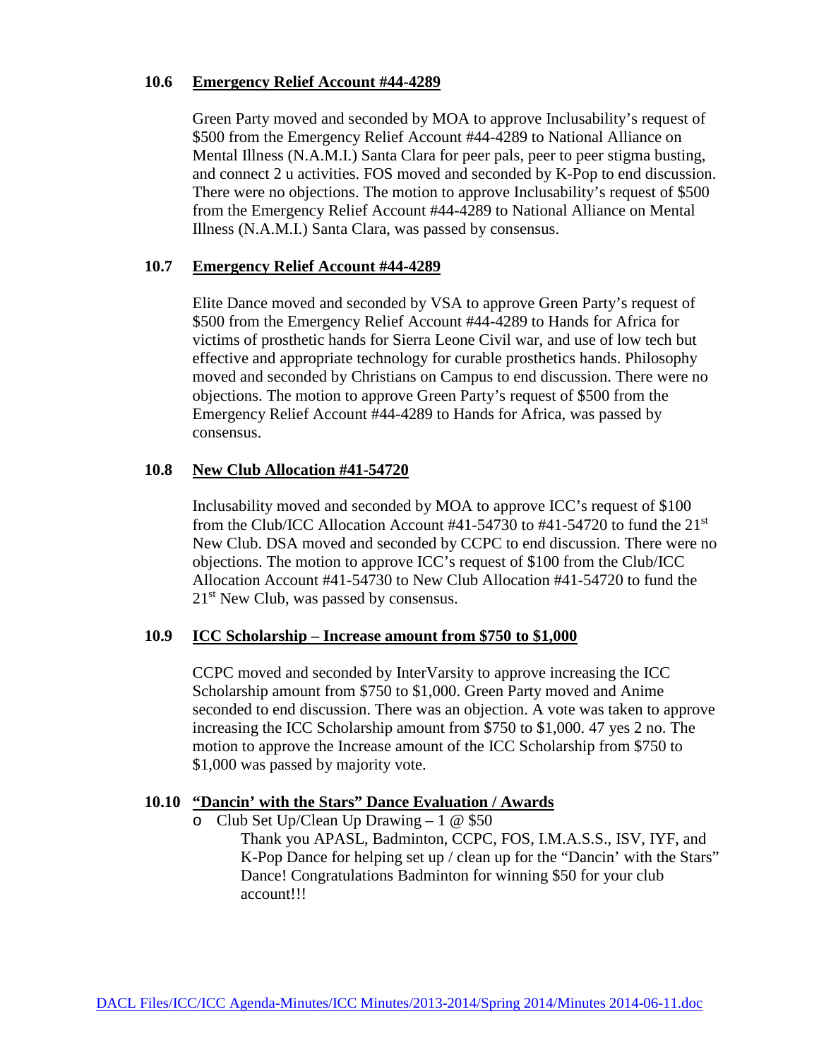### 10.6 Emergency Relief Account #44-4289

Green Party moved and seconded by MOA to approve Inclusability's request of $500 from the Emergency Relief Account #44-4289 to National Alliance on Mental Illness (N.A.M.I.) Santa Clara for peer pals, peer to peer stigma busting, and connect 2 u activities. FOS moved and seconded by K-Pop to end discussion. There were no objections. The motion to approve Inclusability's request of $500 from the Emergency Relief Account #44-4289 to National Alliance on Mental Illness (N.A.M.I.) Santa Clara, was passed by consensus.

### 10.7 Emergency Relief Account #44-4289

Elite Dance moved and seconded by VSA to approve Green Party's request of $500 from the Emergency Relief Account #44-4289 to Hands for Africa for victims of prosthetic hands for Sierra Leone Civil war, and use of low tech but effective and appropriate technology for curable prosthetics hands. Philosophy moved and seconded by Christians on Campus to end discussion. There were no objections. The motion to approve Green Party's request of $500 from the Emergency Relief Account #44-4289 to Hands for Africa, was passed by consensus.

### 10.8 New Club Allocation #41-54720

Inclusability moved and seconded by MOA to approve ICC's request of $100 from the Club/ICC Allocation Account #41-54730 to #41-54720 to fund the 21st New Club. DSA moved and seconded by CCPC to end discussion. There were no objections. The motion to approve ICC's request of $100 from the Club/ICC Allocation Account #41-54730 to New Club Allocation #41-54720 to fund the 21st New Club, was passed by consensus.

### 10.9 ICC Scholarship – Increase amount from $750 to $1,000

CCPC moved and seconded by InterVarsity to approve increasing the ICC Scholarship amount from $750 to $1,000. Green Party moved and Anime seconded to end discussion. There was an objection. A vote was taken to approve increasing the ICC Scholarship amount from $750 to $1,000. 47 yes 2 no. The motion to approve the Increase amount of the ICC Scholarship from $750 to $1,000 was passed by majority vote.

### 10.10 "Dancin' with the Stars" Dance Evaluation / Awards

- Club Set Up/Clean Up Drawing – 1 @ $50

  Thank you APASL, Badminton, CCPC, FOS, I.M.A.S.S., ISV, IYF, and K-Pop Dance for helping set up / clean up for the "Dancin' with the Stars" Dance! Congratulations Badminton for winning $50 for your club account!!!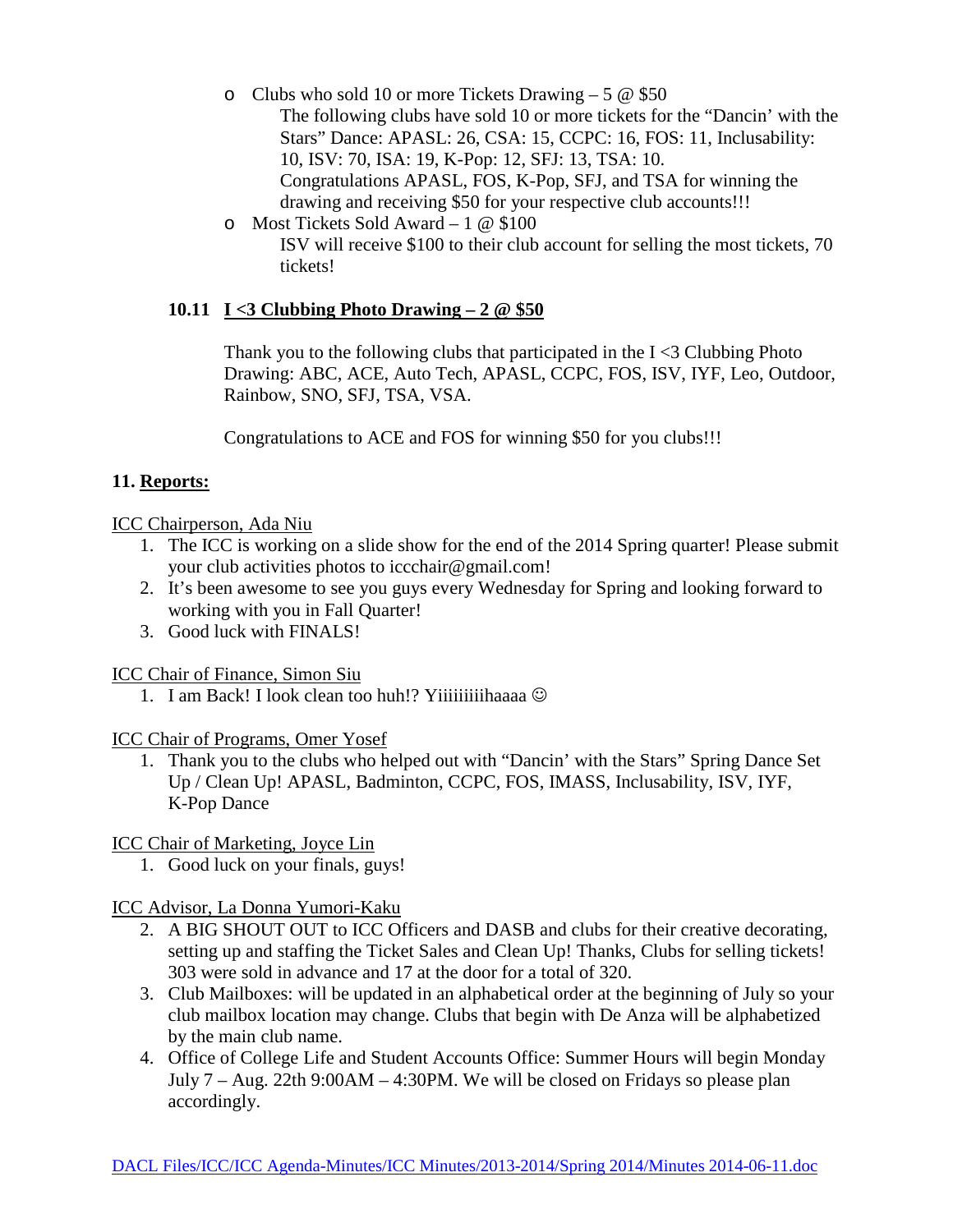- Clubs who sold 10 or more Tickets Drawing – 5 @ $50
  The following clubs have sold 10 or more tickets for the "Dancin' with the Stars" Dance: APASL: 26, CSA: 15, CCPC: 16, FOS: 11, Inclusability: 10, ISV: 70, ISA: 19, K-Pop: 12, SFJ: 13, TSA: 10.
  Congratulations APASL, FOS, K-Pop, SFJ, and TSA for winning the drawing and receiving $50 for your respective club accounts!!!
- Most Tickets Sold Award – 1 @ $100
  ISV will receive $100 to their club account for selling the most tickets, 70 tickets!

### 10.11 I <3 Clubbing Photo Drawing – 2 @ $50

Thank you to the following clubs that participated in the I <3 Clubbing Photo Drawing: ABC, ACE, Auto Tech, APASL, CCPC, FOS, ISV, IYF, Leo, Outdoor, Rainbow, SNO, SFJ, TSA, VSA.

Congratulations to ACE and FOS for winning $50 for you clubs!!!

## 11. Reports:

ICC Chairperson, Ada Niu

1. The ICC is working on a slide show for the end of the 2014 Spring quarter! Please submit your club activities photos to iccchair@gmail.com!
2. It's been awesome to see you guys every Wednesday for Spring and looking forward to working with you in Fall Quarter!
3. Good luck with FINALS!

ICC Chair of Finance, Simon Siu

1. I am Back! I look clean too huh!? Yiiiiiiiiihaaaa ☺

ICC Chair of Programs, Omer Yosef

1. Thank you to the clubs who helped out with "Dancin' with the Stars" Spring Dance Set Up / Clean Up! APASL, Badminton, CCPC, FOS, IMASS, Inclusability, ISV, IYF, K-Pop Dance

ICC Chair of Marketing, Joyce Lin

1. Good luck on your finals, guys!

ICC Advisor, La Donna Yumori-Kaku

2. A BIG SHOUT OUT to ICC Officers and DASB and clubs for their creative decorating, setting up and staffing the Ticket Sales and Clean Up! Thanks, Clubs for selling tickets! 303 were sold in advance and 17 at the door for a total of 320.
3. Club Mailboxes: will be updated in an alphabetical order at the beginning of July so your club mailbox location may change. Clubs that begin with De Anza will be alphabetized by the main club name.
4. Office of College Life and Student Accounts Office: Summer Hours will begin Monday July 7 – Aug. 22th 9:00AM – 4:30PM. We will be closed on Fridays so please plan accordingly.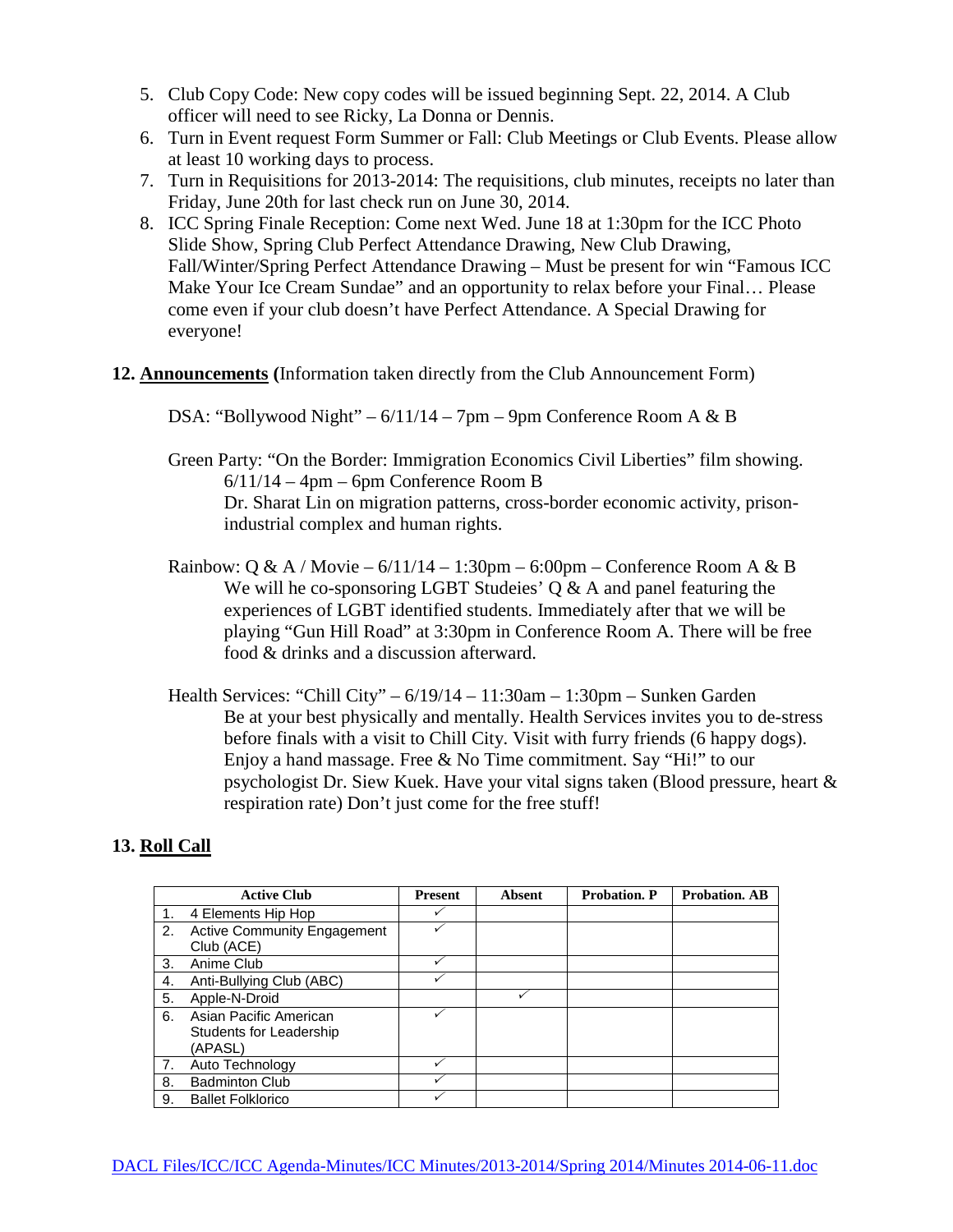5. Club Copy Code: New copy codes will be issued beginning Sept. 22, 2014. A Club officer will need to see Ricky, La Donna or Dennis.
6. Turn in Event request Form Summer or Fall: Club Meetings or Club Events. Please allow at least 10 working days to process.
7. Turn in Requisitions for 2013-2014: The requisitions, club minutes, receipts no later than Friday, June 20th for last check run on June 30, 2014.
8. ICC Spring Finale Reception: Come next Wed. June 18 at 1:30pm for the ICC Photo Slide Show, Spring Club Perfect Attendance Drawing, New Club Drawing, Fall/Winter/Spring Perfect Attendance Drawing – Must be present for win "Famous ICC Make Your Ice Cream Sundae" and an opportunity to relax before your Final… Please come even if your club doesn't have Perfect Attendance. A Special Drawing for everyone!

**12. <u>Announcements</u> (**Information taken directly from the Club Announcement Form)

DSA: "Bollywood Night" – 6/11/14 – 7pm – 9pm Conference Room A & B

Green Party: "On the Border: Immigration Economics Civil Liberties" film showing.
6/11/14 – 4pm – 6pm Conference Room B
Dr. Sharat Lin on migration patterns, cross-border economic activity, prison-industrial complex and human rights.

Rainbow: Q & A / Movie – 6/11/14 – 1:30pm – 6:00pm – Conference Room A & B
We will he co-sponsoring LGBT Studeies' Q & A and panel featuring the experiences of LGBT identified students. Immediately after that we will be playing "Gun Hill Road" at 3:30pm in Conference Room A. There will be free food & drinks and a discussion afterward.

Health Services: "Chill City" – 6/19/14 – 11:30am – 1:30pm – Sunken Garden
Be at your best physically and mentally. Health Services invites you to de-stress before finals with a visit to Chill City. Visit with furry friends (6 happy dogs). Enjoy a hand massage. Free & No Time commitment. Say "Hi!" to our psychologist Dr. Siew Kuek. Have your vital signs taken (Blood pressure, heart & respiration rate) Don't just come for the free stuff!

**13. <u>Roll Call</u>**

| Active Club | Present | Absent | Probation. P | Probation. AB |
|---|---|---|---|---|
| 1. 4 Elements Hip Hop | ✓ | | | |
| 2. Active Community Engagement Club (ACE) | ✓ | | | |
| 3. Anime Club | ✓ | | | |
| 4. Anti-Bullying Club (ABC) | ✓ | | | |
| 5. Apple-N-Droid | | ✓ | | |
| 6. Asian Pacific American Students for Leadership (APASL) | ✓ | | | |
| 7. Auto Technology | ✓ | | | |
| 8. Badminton Club | ✓ | | | |
| 9. Ballet Folklorico | ✓ | | | |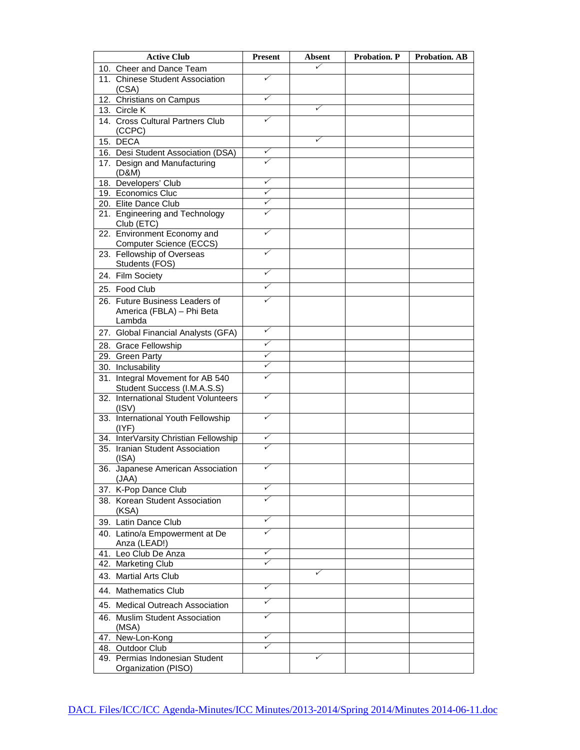| Active Club | Present | Absent | Probation. P | Probation. AB |
|---|---|---|---|---|
| 10. Cheer and Dance Team | | ✓ | | |
| 11. Chinese Student Association (CSA) | ✓ | | | |
| 12. Christians on Campus | ✓ | | | |
| 13. Circle K | | ✓ | | |
| 14. Cross Cultural Partners Club (CCPC) | ✓ | | | |
| 15. DECA | | ✓ | | |
| 16. Desi Student Association (DSA) | ✓ | | | |
| 17. Design and Manufacturing (D&M) | ✓ | | | |
| 18. Developers' Club | ✓ | | | |
| 19. Economics Cluc | ✓ | | | |
| 20. Elite Dance Club | ✓ | | | |
| 21. Engineering and Technology Club (ETC) | ✓ | | | |
| 22. Environment Economy and Computer Science (ECCS) | ✓ | | | |
| 23. Fellowship of Overseas Students (FOS) | ✓ | | | |
| 24. Film Society | ✓ | | | |
| 25. Food Club | ✓ | | | |
| 26. Future Business Leaders of America (FBLA) – Phi Beta Lambda | ✓ | | | |
| 27. Global Financial Analysts (GFA) | ✓ | | | |
| 28. Grace Fellowship | ✓ | | | |
| 29. Green Party | ✓ | | | |
| 30. Inclusability | ✓ | | | |
| 31. Integral Movement for AB 540 Student Success (I.M.A.S.S) | ✓ | | | |
| 32. International Student Volunteers (ISV) | ✓ | | | |
| 33. International Youth Fellowship (IYF) | ✓ | | | |
| 34. InterVarsity Christian Fellowship | ✓ | | | |
| 35. Iranian Student Association (ISA) | ✓ | | | |
| 36. Japanese American Association (JAA) | ✓ | | | |
| 37. K-Pop Dance Club | ✓ | | | |
| 38. Korean Student Association (KSA) | ✓ | | | |
| 39. Latin Dance Club | ✓ | | | |
| 40. Latino/a Empowerment at De Anza (LEAD!) | ✓ | | | |
| 41. Leo Club De Anza | ✓ | | | |
| 42. Marketing Club | ✓ | | | |
| 43. Martial Arts Club | | ✓ | | |
| 44. Mathematics Club | ✓ | | | |
| 45. Medical Outreach Association | ✓ | | | |
| 46. Muslim Student Association (MSA) | ✓ | | | |
| 47. New-Lon-Kong | ✓ | | | |
| 48. Outdoor Club | ✓ | | | |
| 49. Permias Indonesian Student Organization (PISO) | | ✓ | | |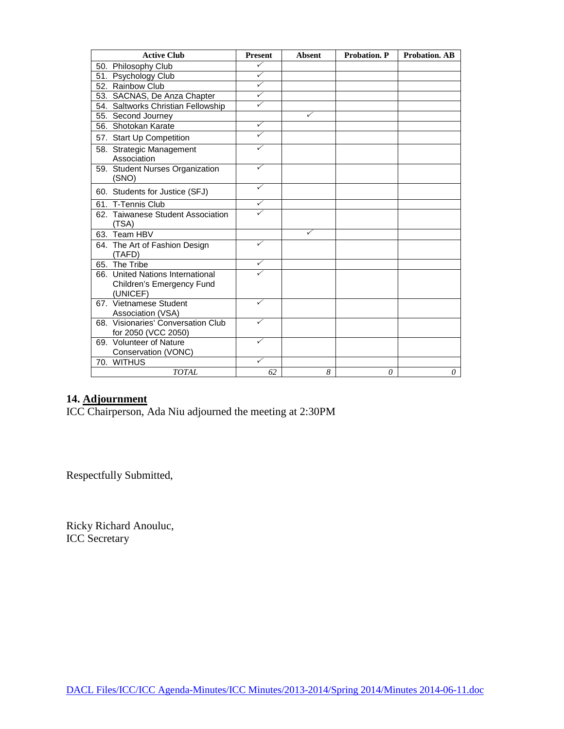| Active Club | Present | Absent | Probation. P | Probation. AB |
|---|---|---|---|---|
| 50. Philosophy Club | ✓ | | | |
| 51. Psychology Club | ✓ | | | |
| 52. Rainbow Club | ✓ | | | |
| 53. SACNAS, De Anza Chapter | ✓ | | | |
| 54. Saltworks Christian Fellowship | ✓ | | | |
| 55. Second Journey | | ✓ | | |
| 56. Shotokan Karate | ✓ | | | |
| 57. Start Up Competition | ✓ | | | |
| 58. Strategic Management Association | ✓ | | | |
| 59. Student Nurses Organization (SNO) | ✓ | | | |
| 60. Students for Justice (SFJ) | ✓ | | | |
| 61. T-Tennis Club | ✓ | | | |
| 62. Taiwanese Student Association (TSA) | ✓ | | | |
| 63. Team HBV | | ✓ | | |
| 64. The Art of Fashion Design (TAFD) | ✓ | | | |
| 65. The Tribe | ✓ | | | |
| 66. United Nations International Children's Emergency Fund (UNICEF) | ✓ | | | |
| 67. Vietnamese Student Association (VSA) | ✓ | | | |
| 68. Visionaries' Conversation Club for 2050 (VCC 2050) | ✓ | | | |
| 69. Volunteer of Nature Conservation (VONC) | ✓ | | | |
| 70. WITHUS | ✓ | | | |
| *TOTAL* | *62* | *8* | *0* | *0* |

## 14. Adjournment

ICC Chairperson, Ada Niu adjourned the meeting at 2:30PM

Respectfully Submitted,

Ricky Richard Anouluc,
ICC Secretary

DACL Files/ICC/ICC Agenda-Minutes/ICC Minutes/2013-2014/Spring 2014/Minutes 2014-06-11.doc